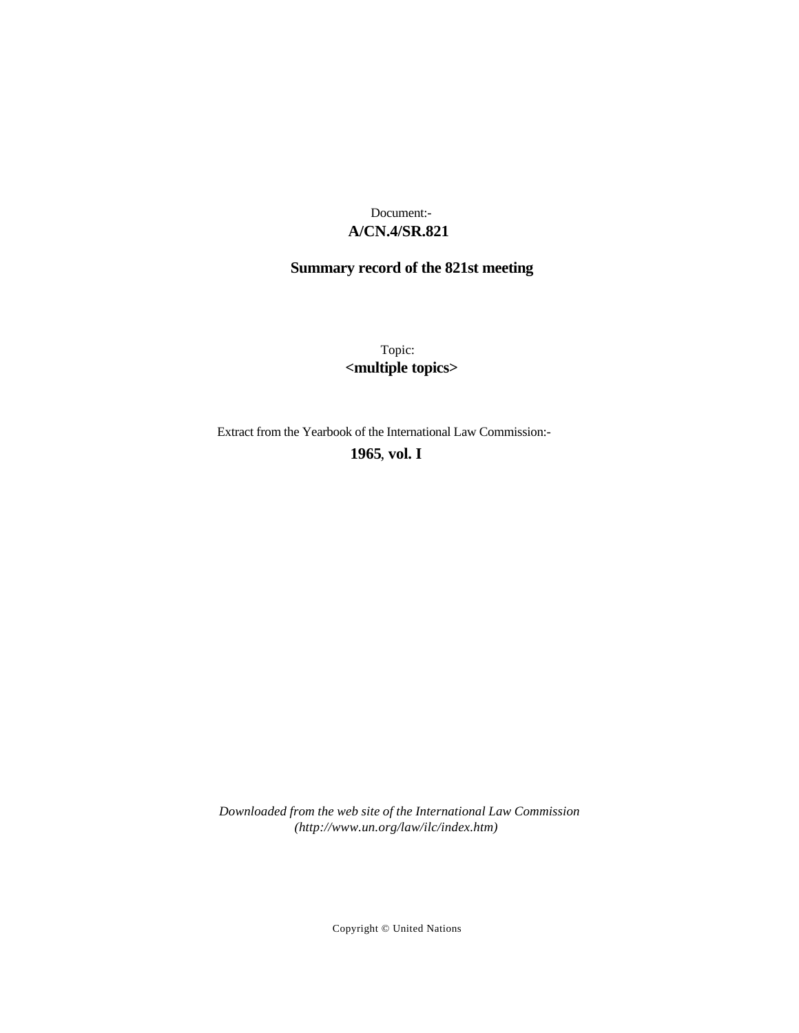Document:-

**A/CN.4/SR.821**

**Summary record of the 821st meeting**

Topic:

**<multiple topics>**

Extract from the Yearbook of the International Law Commission:-

**1965, vol. I**

*Downloaded from the web site of the International Law Commission (http://www.un.org/law/ilc/index.htm)*

Copyright © United Nations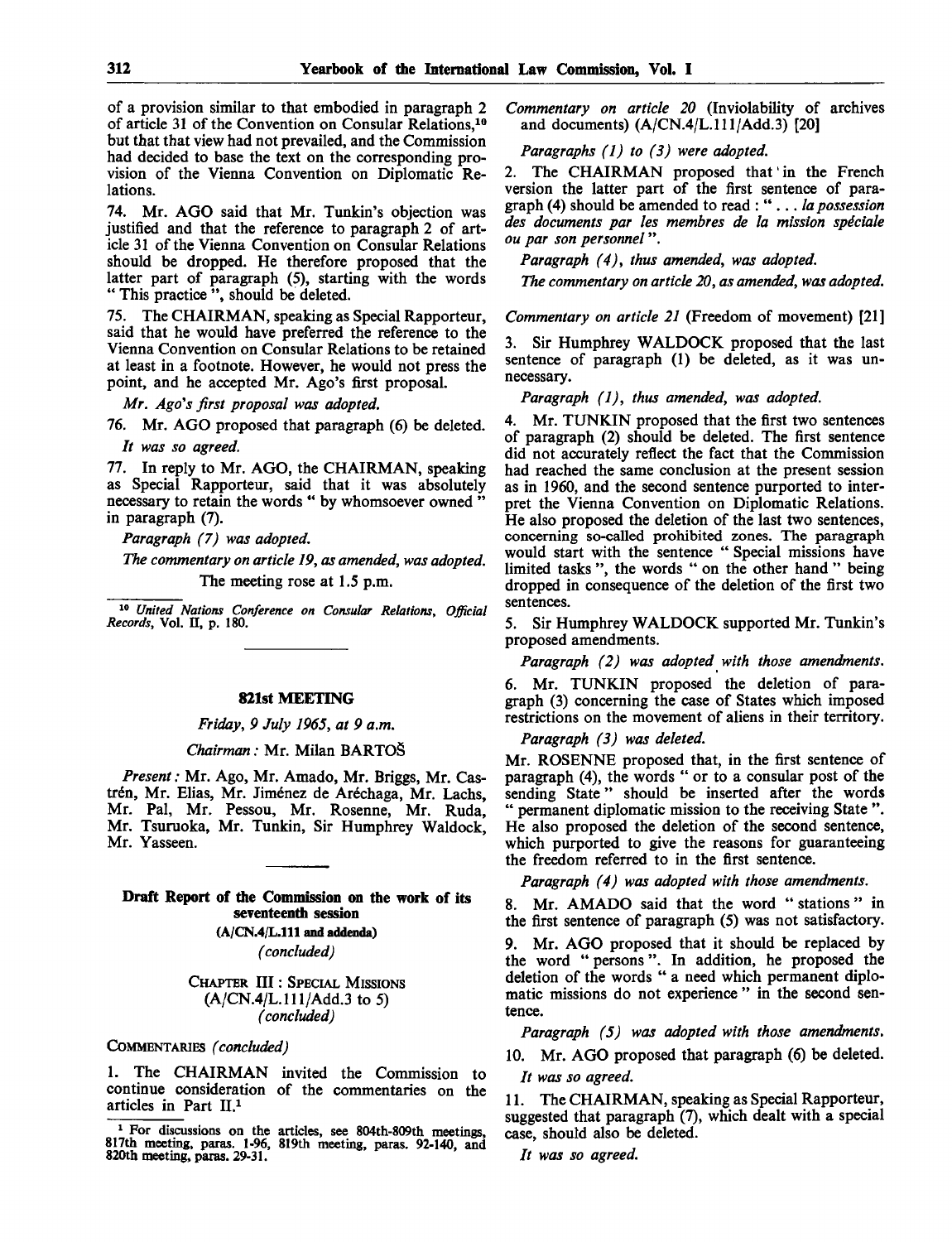of a provision similar to that embodied in paragraph 2 of article 31 of the Convention on Consular Relations,[10] but that that view had not prevailed, and the Commission had decided to base the text on the corresponding provision of the Vienna Convention on Diplomatic Relations.

74. Mr. AGO said that Mr. Tunkin's objection was justified and that the reference to paragraph 2 of article 31 of the Vienna Convention on Consular Relations should be dropped. He therefore proposed that the latter part of paragraph (5), starting with the words " This practice ", should be deleted.

75. The CHAIRMAN, speaking as Special Rapporteur, said that he would have preferred the reference to the Vienna Convention on Consular Relations to be retained at least in a footnote. However, he would not press the point, and he accepted Mr. Ago's first proposal.

*Mr. Ago's first proposal was adopted.*

76. Mr. AGO proposed that paragraph (6) be deleted.

*It was so agreed.*

77. In reply to Mr. AGO, the CHAIRMAN, speaking as Special Rapporteur, said that it was absolutely necessary to retain the words " by whomsoever owned " in paragraph (7).

*Paragraph (7) was adopted.*

*The commentary on article 19, as amended, was adopted.*

The meeting rose at 1.5 p.m.

[10] *United Nations Conference on Consular Relations, Official Records*, Vol. II, p. 180.

## 821st MEETING

*Friday, 9 July 1965, at 9 a.m.*

*Chairman:* Mr. Milan BARTOŠ

*Present:* Mr. Ago, Mr. Amado, Mr. Briggs, Mr. Castrén, Mr. Elias, Mr. Jiménez de Aréchaga, Mr. Lachs, Mr. Pal, Mr. Pessou, Mr. Rosenne, Mr. Ruda, Mr. Tsuruoka, Mr. Tunkin, Sir Humphrey Waldock, Mr. Yasseen.

### Draft Report of the Commission on the work of its seventeenth session (A/CN.4/L.111 and addenda) *(concluded)*

#### CHAPTER III: SPECIAL MISSIONS (A/CN.4/L.111/Add.3 to 5) *(concluded)*

COMMENTARIES *(concluded)*

1. The CHAIRMAN invited the Commission to continue consideration of the commentaries on the articles in Part II.[1]

[1] For discussions on the articles, see 804th-809th meetings, 817th meeting, paras. 1-96, 819th meeting, paras. 92-140, and 820th meeting, paras. 29-31.

*Commentary on article 20* (Inviolability of archives and documents) (A/CN.4/L.111/Add.3) [20]

*Paragraphs (1) to (3) were adopted.*

2. The CHAIRMAN proposed that in the French version the latter part of the first sentence of paragraph (4) should be amended to read : " ... *la possession des documents par les membres de la mission spéciale ou par son personnel* ".

*Paragraph (4), thus amended, was adopted.*

*The commentary on article 20, as amended, was adopted.*

*Commentary on article 21* (Freedom of movement) [21]

3. Sir Humphrey WALDOCK proposed that the last sentence of paragraph (1) be deleted, as it was unnecessary.

*Paragraph (1), thus amended, was adopted.*

4. Mr. TUNKIN proposed that the first two sentences of paragraph (2) should be deleted. The first sentence did not accurately reflect the fact that the Commission had reached the same conclusion at the present session as in 1960, and the second sentence purported to interpret the Vienna Convention on Diplomatic Relations. He also proposed the deletion of the last two sentences, concerning so-called prohibited zones. The paragraph would start with the sentence " Special missions have limited tasks ", the words " on the other hand " being dropped in consequence of the deletion of the first two sentences.

5. Sir Humphrey WALDOCK supported Mr. Tunkin's proposed amendments.

*Paragraph (2) was adopted with those amendments.*

6. Mr. TUNKIN proposed the deletion of paragraph (3) concerning the case of States which imposed restrictions on the movement of aliens in their territory.

*Paragraph (3) was deleted.*

Mr. ROSENNE proposed that, in the first sentence of paragraph (4), the words " or to a consular post of the sending State " should be inserted after the words " permanent diplomatic mission to the receiving State ". He also proposed the deletion of the second sentence, which purported to give the reasons for guaranteeing the freedom referred to in the first sentence.

*Paragraph (4) was adopted with those amendments.*

8. Mr. AMADO said that the word " stations " in the first sentence of paragraph (5) was not satisfactory.

9. Mr. AGO proposed that it should be replaced by the word " persons ". In addition, he proposed the deletion of the words " a need which permanent diplomatic missions do not experience " in the second sentence.

*Paragraph (5) was adopted with those amendments.*

10. Mr. AGO proposed that paragraph (6) be deleted.

*It was so agreed.*

11. The CHAIRMAN, speaking as Special Rapporteur, suggested that paragraph (7), which dealt with a special case, should also be deleted.

*It was so agreed.*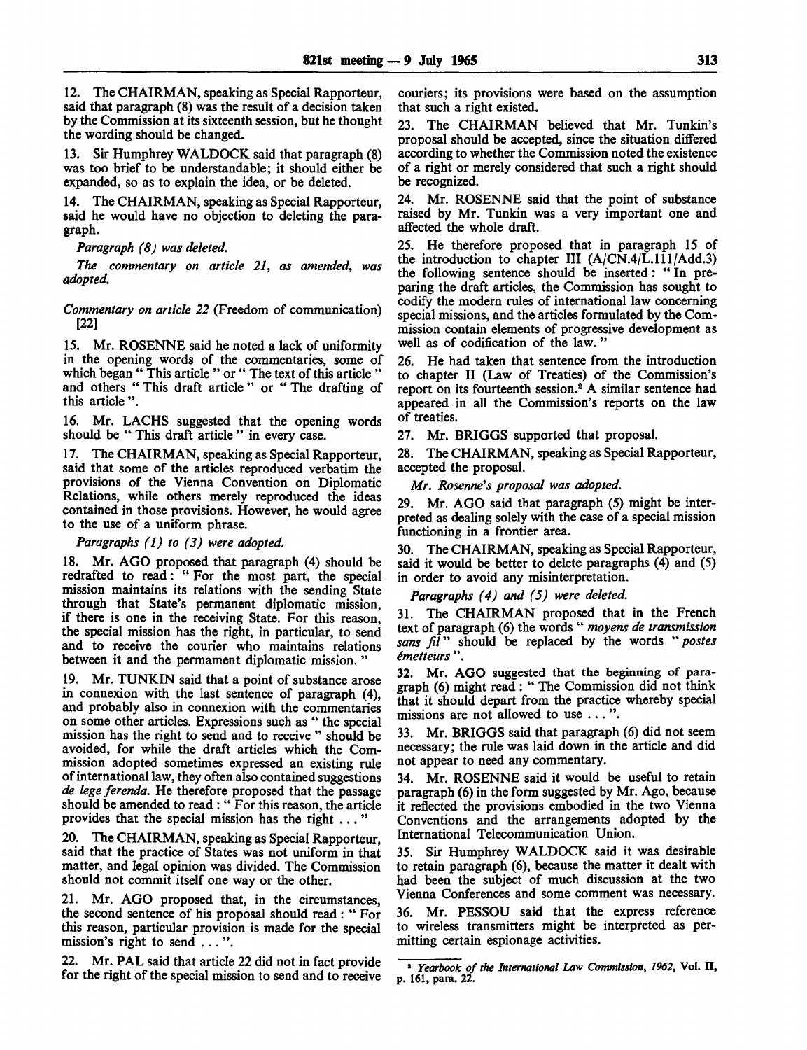12. The CHAIRMAN, speaking as Special Rapporteur, said that paragraph (8) was the result of a decision taken by the Commission at its sixteenth session, but he thought the wording should be changed.

13. Sir Humphrey WALDOCK said that paragraph (8) was too brief to be understandable; it should either be expanded, so as to explain the idea, or be deleted.

14. The CHAIRMAN, speaking as Special Rapporteur, said he would have no objection to deleting the paragraph.

*Paragraph (8) was deleted.*

*The commentary on article 21, as amended, was adopted.*

*Commentary on article 22* (Freedom of communication) [22]

15. Mr. ROSENNE said he noted a lack of uniformity in the opening words of the commentaries, some of which began " This article " or " The text of this article " and others " This draft article " or " The drafting of this article ".

16. Mr. LACHS suggested that the opening words should be " This draft article " in every case.

17. The CHAIRMAN, speaking as Special Rapporteur, said that some of the articles reproduced verbatim the provisions of the Vienna Convention on Diplomatic Relations, while others merely reproduced the ideas contained in those provisions. However, he would agree to the use of a uniform phrase.

*Paragraphs (1) to (3) were adopted.*

18. Mr. AGO proposed that paragraph (4) should be redrafted to read: " For the most part, the special mission maintains its relations with the sending State through that State's permanent diplomatic mission, if there is one in the receiving State. For this reason, the special mission has the right, in particular, to send and to receive the courier who maintains relations between it and the permament diplomatic mission. "

19. Mr. TUNKIN said that a point of substance arose in connexion with the last sentence of paragraph (4), and probably also in connexion with the commentaries on some other articles. Expressions such as " the special mission has the right to send and to receive " should be avoided, for while the draft articles which the Commission adopted sometimes expressed an existing rule of international law, they often also contained suggestions *de lege ferenda.* He therefore proposed that the passage should be amended to read: " For this reason, the article provides that the special mission has the right ... "

20. The CHAIRMAN, speaking as Special Rapporteur, said that the practice of States was not uniform in that matter, and legal opinion was divided. The Commission should not commit itself one way or the other.

21. Mr. AGO proposed that, in the circumstances, the second sentence of his proposal should read: " For this reason, particular provision is made for the special mission's right to send ... ".

22. Mr. PAL said that article 22 did not in fact provide for the right of the special mission to send and to receive couriers; its provisions were based on the assumption that such a right existed.

23. The CHAIRMAN believed that Mr. Tunkin's proposal should be accepted, since the situation differed according to whether the Commission noted the existence of a right or merely considered that such a right should be recognized.

24. Mr. ROSENNE said that the point of substance raised by Mr. Tunkin was a very important one and affected the whole draft.

25. He therefore proposed that in paragraph 15 of the introduction to chapter III (A/CN.4/L.111/Add.3) the following sentence should be inserted: " In preparing the draft articles, the Commission has sought to codify the modern rules of international law concerning special missions, and the articles formulated by the Commission contain elements of progressive development as well as of codification of the law. "

26. He had taken that sentence from the introduction to chapter II (Law of Treaties) of the Commission's report on its fourteenth session.[2] A similar sentence had appeared in all the Commission's reports on the law of treaties.

27. Mr. BRIGGS supported that proposal.

28. The CHAIRMAN, speaking as Special Rapporteur, accepted the proposal.

*Mr. Rosenne's proposal was adopted.*

29. Mr. AGO said that paragraph (5) might be interpreted as dealing solely with the case of a special mission functioning in a frontier area.

30. The CHAIRMAN, speaking as Special Rapporteur, said it would be better to delete paragraphs (4) and (5) in order to avoid any misinterpretation.

*Paragraphs (4) and (5) were deleted.*

31. The CHAIRMAN proposed that in the French text of paragraph (6) the words " *moyens de transmission sans fil* " should be replaced by the words " *postes émetteurs* ".

32. Mr. AGO suggested that the beginning of paragraph (6) might read: " The Commission did not think that it should depart from the practice whereby special missions are not allowed to use ... ".

33. Mr. BRIGGS said that paragraph (6) did not seem necessary; the rule was laid down in the article and did not appear to need any commentary.

34. Mr. ROSENNE said it would be useful to retain paragraph (6) in the form suggested by Mr. Ago, because it reflected the provisions embodied in the two Vienna Conventions and the arrangements adopted by the International Telecommunication Union.

35. Sir Humphrey WALDOCK said it was desirable to retain paragraph (6), because the matter it dealt with had been the subject of much discussion at the two Vienna Conferences and some comment was necessary.

36. Mr. PESSOU said that the express reference to wireless transmitters might be interpreted as permitting certain espionage activities.

---

[2] *Yearbook of the International Law Commission, 1962,* Vol. II, p. 161, para. 22.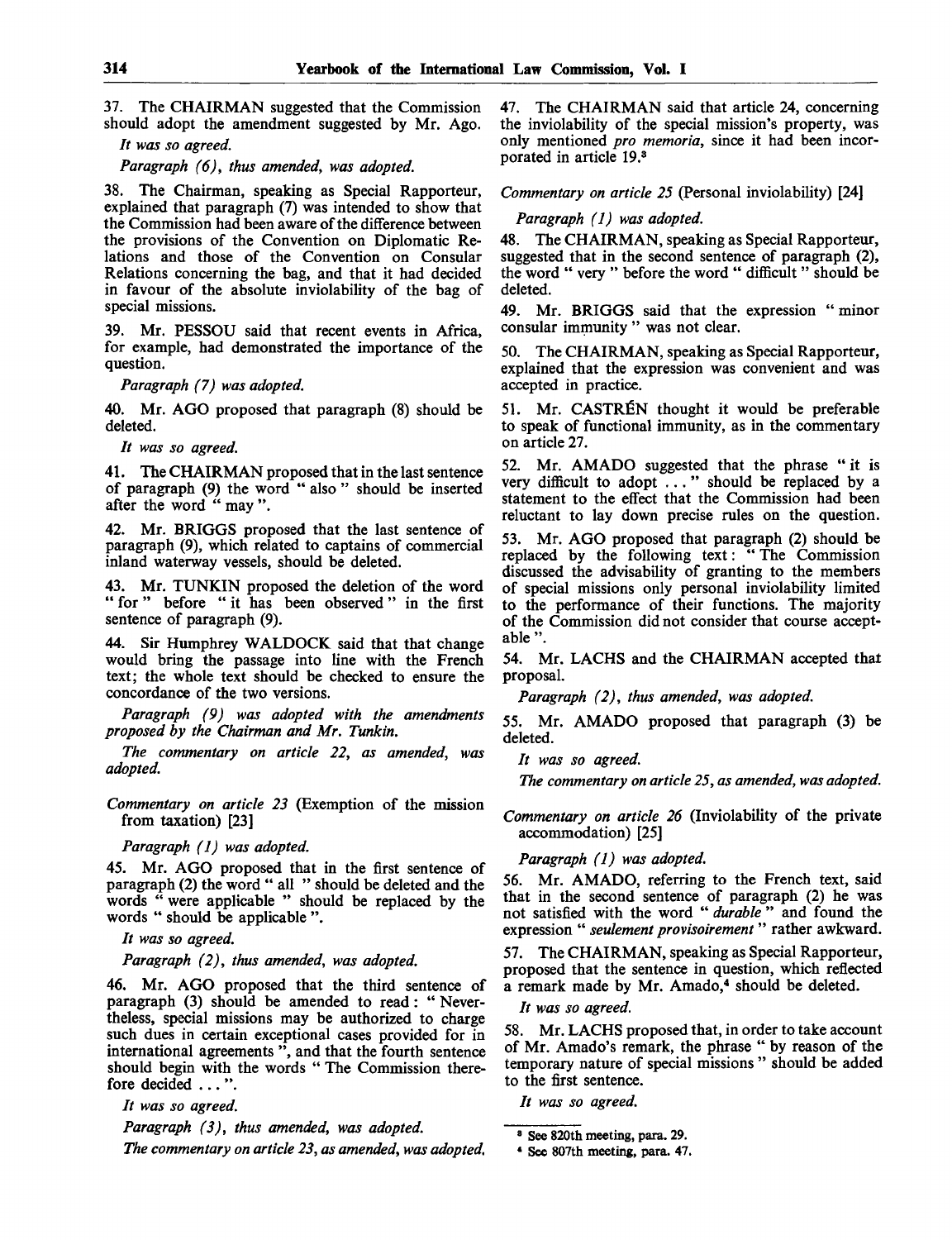37. The CHAIRMAN suggested that the Commission should adopt the amendment suggested by Mr. Ago.

*It was so agreed.*

*Paragraph (6), thus amended, was adopted.*

38. The Chairman, speaking as Special Rapporteur, explained that paragraph (7) was intended to show that the Commission had been aware of the difference between the provisions of the Convention on Diplomatic Relations and those of the Convention on Consular Relations concerning the bag, and that it had decided in favour of the absolute inviolability of the bag of special missions.

39. Mr. PESSOU said that recent events in Africa, for example, had demonstrated the importance of the question.

*Paragraph (7) was adopted.*

40. Mr. AGO proposed that paragraph (8) should be deleted.

*It was so agreed.*

41. The CHAIRMAN proposed that in the last sentence of paragraph (9) the word " also " should be inserted after the word " may ".

42. Mr. BRIGGS proposed that the last sentence of paragraph (9), which related to captains of commercial inland waterway vessels, should be deleted.

43. Mr. TUNKIN proposed the deletion of the word " for " before " it has been observed " in the first sentence of paragraph (9).

44. Sir Humphrey WALDOCK said that that change would bring the passage into line with the French text; the whole text should be checked to ensure the concordance of the two versions.

*Paragraph (9) was adopted with the amendments proposed by the Chairman and Mr. Tunkin.*

*The commentary on article 22, as amended, was adopted.*

*Commentary on article 23* (Exemption of the mission from taxation) [23]

*Paragraph (1) was adopted.*

45. Mr. AGO proposed that in the first sentence of paragraph (2) the word " all " should be deleted and the words " were applicable " should be replaced by the words " should be applicable ".

*It was so agreed.*

*Paragraph (2), thus amended, was adopted.*

46. Mr. AGO proposed that the third sentence of paragraph (3) should be amended to read : " Nevertheless, special missions may be authorized to charge such dues in certain exceptional cases provided for in international agreements ", and that the fourth sentence should begin with the words " The Commission therefore decided . . . ".

*It was so agreed.*

*Paragraph (3), thus amended, was adopted.*

*The commentary on article 23, as amended, was adopted.*

47. The CHAIRMAN said that article 24, concerning the inviolability of the special mission's property, was only mentioned *pro memoria*, since it had been incorporated in article 19.[3]

*Commentary on article 25* (Personal inviolability) [24]

*Paragraph (1) was adopted.*

48. The CHAIRMAN, speaking as Special Rapporteur, suggested that in the second sentence of paragraph (2), the word " very " before the word " difficult " should be deleted.

49. Mr. BRIGGS said that the expression " minor consular immunity " was not clear.

50. The CHAIRMAN, speaking as Special Rapporteur, explained that the expression was convenient and was accepted in practice.

51. Mr. CASTRÉN thought it would be preferable to speak of functional immunity, as in the commentary on article 27.

52. Mr. AMADO suggested that the phrase " it is very difficult to adopt . . . " should be replaced by a statement to the effect that the Commission had been reluctant to lay down precise rules on the question.

53. Mr. AGO proposed that paragraph (2) should be replaced by the following text : " The Commission discussed the advisability of granting to the members of special missions only personal inviolability limited to the performance of their functions. The majority of the Commission did not consider that course acceptable ".

54. Mr. LACHS and the CHAIRMAN accepted that proposal.

*Paragraph (2), thus amended, was adopted.*

55. Mr. AMADO proposed that paragraph (3) be deleted.

*It was so agreed.*

*The commentary on article 25, as amended, was adopted.*

*Commentary on article 26* (Inviolability of the private accommodation) [25]

*Paragraph (1) was adopted.*

56. Mr. AMADO, referring to the French text, said that in the second sentence of paragraph (2) he was not satisfied with the word " *durable* " and found the expression " *seulement provisoirement* " rather awkward.

57. The CHAIRMAN, speaking as Special Rapporteur, proposed that the sentence in question, which reflected a remark made by Mr. Amado,[4] should be deleted.

*It was so agreed.*

58. Mr. LACHS proposed that, in order to take account of Mr. Amado's remark, the phrase " by reason of the temporary nature of special missions " should be added to the first sentence.

*It was so agreed.*

[3] See 820th meeting, para. 29.

[4] See 807th meeting, para. 47.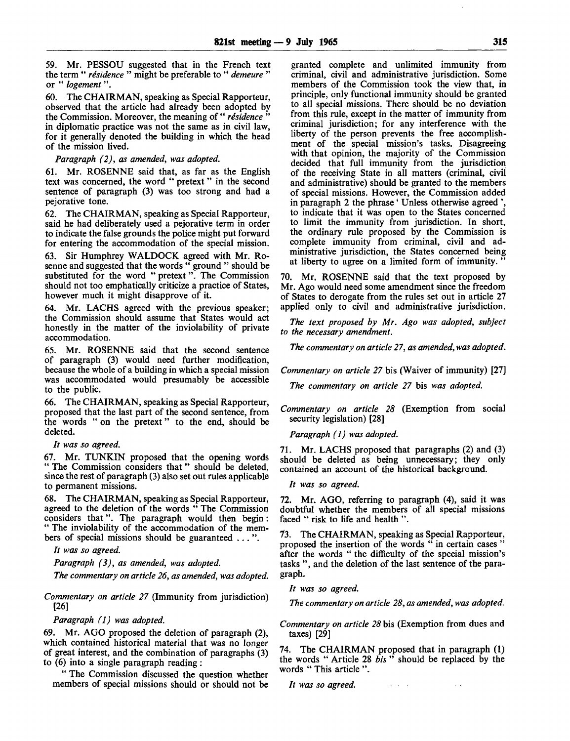59. Mr. PESSOU suggested that in the French text the term "*résidence*" might be preferable to "*demeure*" or "*logement*".

60. The CHAIRMAN, speaking as Special Rapporteur, observed that the article had already been adopted by the Commission. Moreover, the meaning of "*résidence*" in diplomatic practice was not the same as in civil law, for it generally denoted the building in which the head of the mission lived.

*Paragraph (2), as amended, was adopted.*

61. Mr. ROSENNE said that, as far as the English text was concerned, the word "pretext" in the second sentence of paragraph (3) was too strong and had a pejorative tone.

62. The CHAIRMAN, speaking as Special Rapporteur, said he had deliberately used a pejorative term in order to indicate the false grounds the police might put forward for entering the accommodation of the special mission.

63. Sir Humphrey WALDOCK agreed with Mr. Rosenne and suggested that the words "ground" should be substituted for the word "pretext". The Commission should not too emphatically criticize a practice of States, however much it might disapprove of it.

64. Mr. LACHS agreed with the previous speaker; the Commission should assume that States would act honestly in the matter of the inviolability of private accommodation.

65. Mr. ROSENNE said that the second sentence of paragraph (3) would need further modification, because the whole of a building in which a special mission was accommodated would presumably be accessible to the public.

66. The CHAIRMAN, speaking as Special Rapporteur, proposed that the last part of the second sentence, from the words "on the pretext" to the end, should be deleted.

*It was so agreed.*

67. Mr. TUNKIN proposed that the opening words "The Commission considers that" should be deleted, since the rest of paragraph (3) also set out rules applicable to permanent missions.

68. The CHAIRMAN, speaking as Special Rapporteur, agreed to the deletion of the words "The Commission considers that". The paragraph would then begin: "The inviolability of the accommodation of the members of special missions should be guaranteed ...".

*It was so agreed.*

*Paragraph (3), as amended, was adopted.*

*The commentary on article 26, as amended, was adopted.*

*Commentary on article 27* (Immunity from jurisdiction) [26]

*Paragraph (1) was adopted.*

69. Mr. AGO proposed the deletion of paragraph (2), which contained historical material that was no longer of great interest, and the combination of paragraphs (3) to (6) into a single paragraph reading:

"The Commission discussed the question whether members of special missions should or should not be granted complete and unlimited immunity from criminal, civil and administrative jurisdiction. Some members of the Commission took the view that, in principle, only functional immunity should be granted to all special missions. There should be no deviation from this rule, except in the matter of immunity from criminal jurisdiction; for any interference with the liberty of the person prevents the free accomplishment of the special mission's tasks. Disagreeing with that opinion, the majority of the Commission decided that full immunity from the jurisdiction of the receiving State in all matters (criminal, civil and administrative) should be granted to the members of special missions. However, the Commission added in paragraph 2 the phrase 'Unless otherwise agreed', to indicate that it was open to the States concerned to limit the immunity from jurisdiction. In short, the ordinary rule proposed by the Commission is complete immunity from criminal, civil and administrative jurisdiction, the States concerned being at liberty to agree on a limited form of immunity."

70. Mr. ROSENNE said that the text proposed by Mr. Ago would need some amendment since the freedom of States to derogate from the rules set out in article 27 applied only to civil and administrative jurisdiction.

*The text proposed by Mr. Ago was adopted, subject to the necessary amendment.*

*The commentary on article 27, as amended, was adopted.*

*Commentary on article 27* bis (Waiver of immunity) [27]

*The commentary on article 27* bis *was adopted.*

*Commentary on article 28* (Exemption from social security legislation) [28]

*Paragraph (1) was adopted.*

71. Mr. LACHS proposed that paragraphs (2) and (3) should be deleted as being unnecessary; they only contained an account of the historical background.

*It was so agreed.*

72. Mr. AGO, referring to paragraph (4), said it was doubtful whether the members of all special missions faced "risk to life and health".

73. The CHAIRMAN, speaking as Special Rapporteur, proposed the insertion of the words "in certain cases" after the words "the difficulty of the special mission's tasks", and the deletion of the last sentence of the paragraph.

*It was so agreed.*

*The commentary on article 28, as amended, was adopted.*

*Commentary on article 28* bis (Exemption from dues and taxes) [29]

74. The CHAIRMAN proposed that in paragraph (1) the words "Article 28 *bis*" should be replaced by the words "This article".

*It was so agreed.*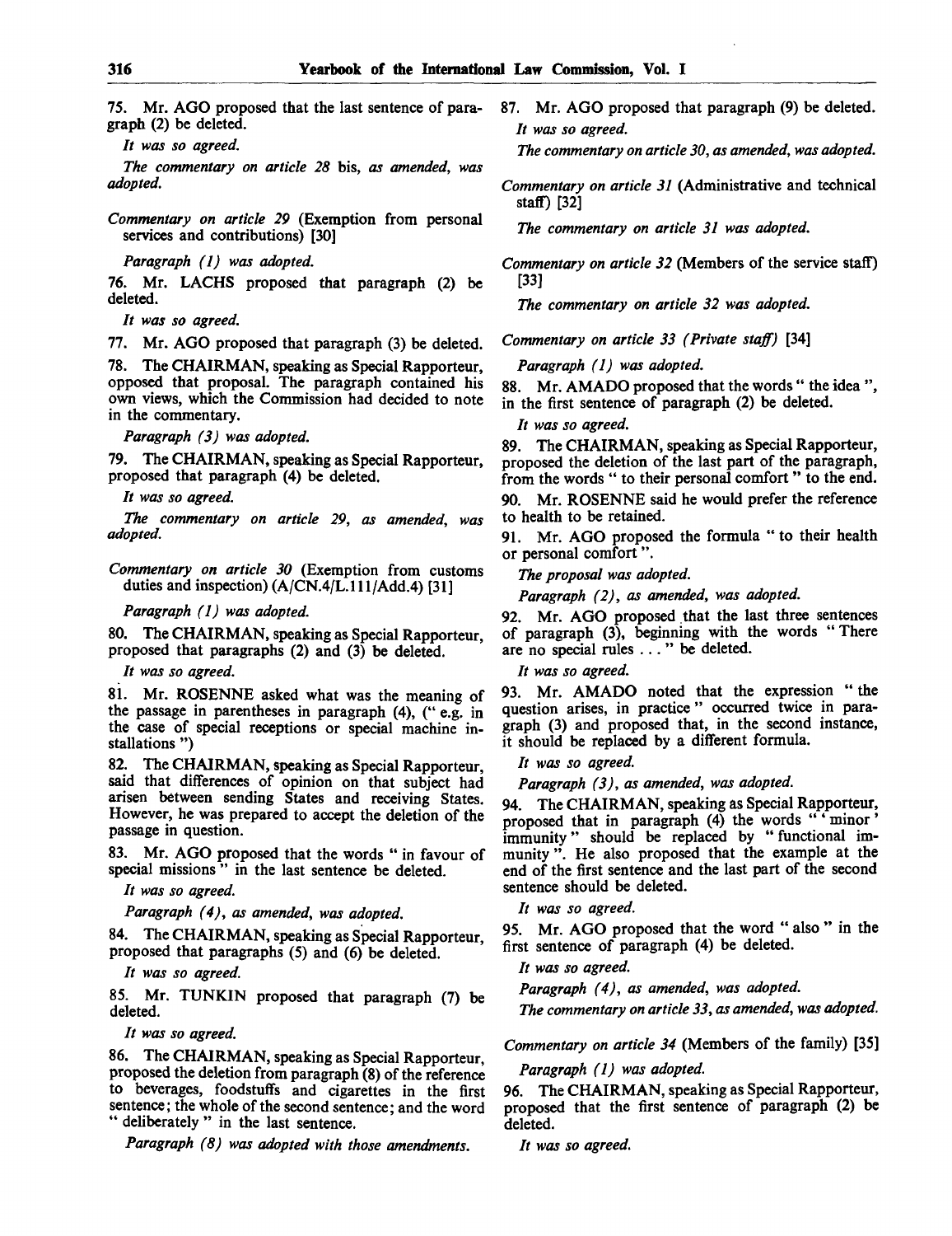75. Mr. AGO proposed that the last sentence of paragraph (2) be deleted.

*It was so agreed.*

*The commentary on article 28* bis, *as amended, was adopted.*

*Commentary on article 29* (Exemption from personal services and contributions) [30]

*Paragraph (1) was adopted.*

76. Mr. LACHS proposed that paragraph (2) be deleted.

*It was so agreed.*

77. Mr. AGO proposed that paragraph (3) be deleted.

78. The CHAIRMAN, speaking as Special Rapporteur, opposed that proposal. The paragraph contained his own views, which the Commission had decided to note in the commentary.

*Paragraph (3) was adopted.*

79. The CHAIRMAN, speaking as Special Rapporteur, proposed that paragraph (4) be deleted.

*It was so agreed.*

*The commentary on article 29, as amended, was adopted.*

*Commentary on article 30* (Exemption from customs duties and inspection) (A/CN.4/L.111/Add.4) [31]

*Paragraph (1) was adopted.*

80. The CHAIRMAN, speaking as Special Rapporteur, proposed that paragraphs (2) and (3) be deleted.

*It was so agreed.*

81. Mr. ROSENNE asked what was the meaning of the passage in parentheses in paragraph (4), (" e.g. in the case of special receptions or special machine installations ")

82. The CHAIRMAN, speaking as Special Rapporteur, said that differences of opinion on that subject had arisen between sending States and receiving States. However, he was prepared to accept the deletion of the passage in question.

83. Mr. AGO proposed that the words " in favour of special missions " in the last sentence be deleted.

*It was so agreed.*

*Paragraph (4), as amended, was adopted.*

84. The CHAIRMAN, speaking as Special Rapporteur, proposed that paragraphs (5) and (6) be deleted.

*It was so agreed.*

85. Mr. TUNKIN proposed that paragraph (7) be deleted.

*It was so agreed.*

86. The CHAIRMAN, speaking as Special Rapporteur, proposed the deletion from paragraph (8) of the reference to beverages, foodstuffs and cigarettes in the first sentence; the whole of the second sentence; and the word " deliberately " in the last sentence.

*Paragraph (8) was adopted with those amendments.*

87. Mr. AGO proposed that paragraph (9) be deleted.

*It was so agreed.*

*The commentary on article 30, as amended, was adopted.*

*Commentary on article 31* (Administrative and technical staff) [32]

*The commentary on article 31 was adopted.*

*Commentary on article 32* (Members of the service staff) [33]

*The commentary on article 32 was adopted.*

*Commentary on article 33 (Private staff)* [34]

*Paragraph (1) was adopted.*

88. Mr. AMADO proposed that the words " the idea ", in the first sentence of paragraph (2) be deleted.

*It was so agreed.*

89. The CHAIRMAN, speaking as Special Rapporteur, proposed the deletion of the last part of the paragraph, from the words " to their personal comfort " to the end.

90. Mr. ROSENNE said he would prefer the reference to health to be retained.

91. Mr. AGO proposed the formula " to their health or personal comfort ".

*The proposal was adopted.*

*Paragraph (2), as amended, was adopted.*

92. Mr. AGO proposed that the last three sentences of paragraph (3), beginning with the words " There are no special rules . . . " be deleted.

*It was so agreed.*

93. Mr. AMADO noted that the expression " the question arises, in practice " occurred twice in paragraph (3) and proposed that, in the second instance, it should be replaced by a different formula.

*It was so agreed.*

*Paragraph (3), as amended, was adopted.*

94. The CHAIRMAN, speaking as Special Rapporteur, proposed that in paragraph (4) the words " ' minor ' immunity " should be replaced by " functional immunity ". He also proposed that the example at the end of the first sentence and the last part of the second sentence should be deleted.

*It was so agreed.*

95. Mr. AGO proposed that the word " also " in the first sentence of paragraph (4) be deleted.

*It was so agreed.*

*Paragraph (4), as amended, was adopted.*

*The commentary on article 33, as amended, was adopted.*

*Commentary on article 34* (Members of the family) [35]

*Paragraph (1) was adopted.*

96. The CHAIRMAN, speaking as Special Rapporteur, proposed that the first sentence of paragraph (2) be deleted.

*It was so agreed.*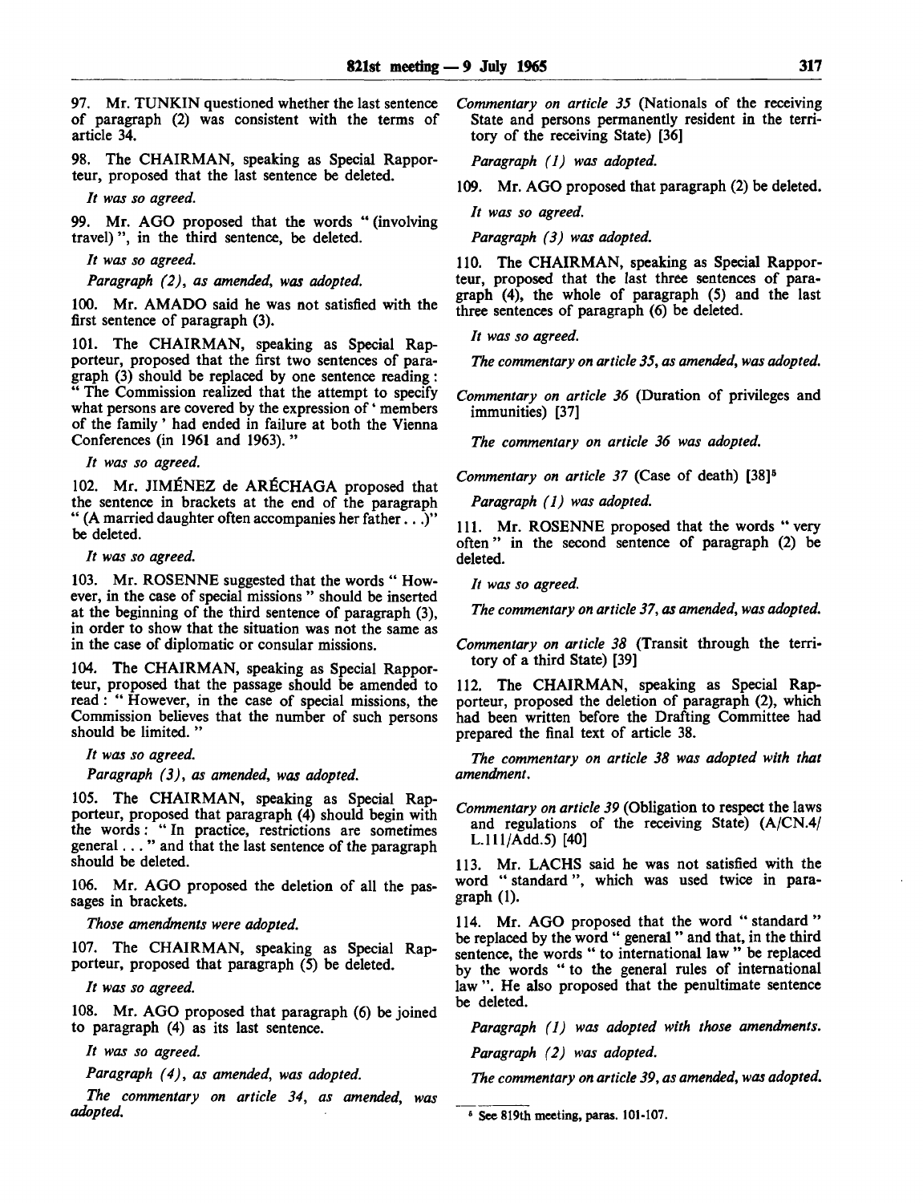97. Mr. TUNKIN questioned whether the last sentence of paragraph (2) was consistent with the terms of article 34.

98. The CHAIRMAN, speaking as Special Rapporteur, proposed that the last sentence be deleted.

*It was so agreed.*

99. Mr. AGO proposed that the words " (involving travel) ", in the third sentence, be deleted.

*It was so agreed.*

*Paragraph (2), as amended, was adopted.*

100. Mr. AMADO said he was not satisfied with the first sentence of paragraph (3).

101. The CHAIRMAN, speaking as Special Rapporteur, proposed that the first two sentences of paragraph (3) should be replaced by one sentence reading: " The Commission realized that the attempt to specify what persons are covered by the expression of ' members of the family ' had ended in failure at both the Vienna Conferences (in 1961 and 1963). "

*It was so agreed.*

102. Mr. JIMÉNEZ de ARÉCHAGA proposed that the sentence in brackets at the end of the paragraph " (A married daughter often accompanies her father . . .)" be deleted.

*It was so agreed.*

103. Mr. ROSENNE suggested that the words " However, in the case of special missions " should be inserted at the beginning of the third sentence of paragraph (3), in order to show that the situation was not the same as in the case of diplomatic or consular missions.

104. The CHAIRMAN, speaking as Special Rapporteur, proposed that the passage should be amended to read: " However, in the case of special missions, the Commission believes that the number of such persons should be limited. "

*It was so agreed.*

*Paragraph (3), as amended, was adopted.*

105. The CHAIRMAN, speaking as Special Rapporteur, proposed that paragraph (4) should begin with the words: " In practice, restrictions are sometimes general . . . " and that the last sentence of the paragraph should be deleted.

106. Mr. AGO proposed the deletion of all the passages in brackets.

*Those amendments were adopted.*

107. The CHAIRMAN, speaking as Special Rapporteur, proposed that paragraph (5) be deleted.

*It was so agreed.*

108. Mr. AGO proposed that paragraph (6) be joined to paragraph (4) as its last sentence.

*It was so agreed.*

*Paragraph (4), as amended, was adopted.*

*The commentary on article 34, as amended, was adopted.*

*Commentary on article 35* (Nationals of the receiving State and persons permanently resident in the territory of the receiving State) [36]

*Paragraph (1) was adopted.*

109. Mr. AGO proposed that paragraph (2) be deleted.

*It was so agreed.*

*Paragraph (3) was adopted.*

110. The CHAIRMAN, speaking as Special Rapporteur, proposed that the last three sentences of paragraph (4), the whole of paragraph (5) and the last three sentences of paragraph (6) be deleted.

*It was so agreed.*

*The commentary on article 35, as amended, was adopted.*

*Commentary on article 36* (Duration of privileges and immunities) [37]

*The commentary on article 36 was adopted.*

*Commentary on article 37* (Case of death) [38][5]

*Paragraph (1) was adopted.*

111. Mr. ROSENNE proposed that the words " very often " in the second sentence of paragraph (2) be deleted.

*It was so agreed.*

*The commentary on article 37, as amended, was adopted.*

*Commentary on article 38* (Transit through the territory of a third State) [39]

112. The CHAIRMAN, speaking as Special Rapporteur, proposed the deletion of paragraph (2), which had been written before the Drafting Committee had prepared the final text of article 38.

*The commentary on article 38 was adopted with that amendment.*

*Commentary on article 39* (Obligation to respect the laws and regulations of the receiving State) (A/CN.4/L.111/Add.5) [40]

113. Mr. LACHS said he was not satisfied with the word " standard ", which was used twice in paragraph (1).

114. Mr. AGO proposed that the word " standard " be replaced by the word " general " and that, in the third sentence, the words " to international law " be replaced by the words " to the general rules of international law ". He also proposed that the penultimate sentence be deleted.

*Paragraph (1) was adopted with those amendments.*

*Paragraph (2) was adopted.*

*The commentary on article 39, as amended, was adopted.*

---

[5] See 819th meeting, paras. 101-107.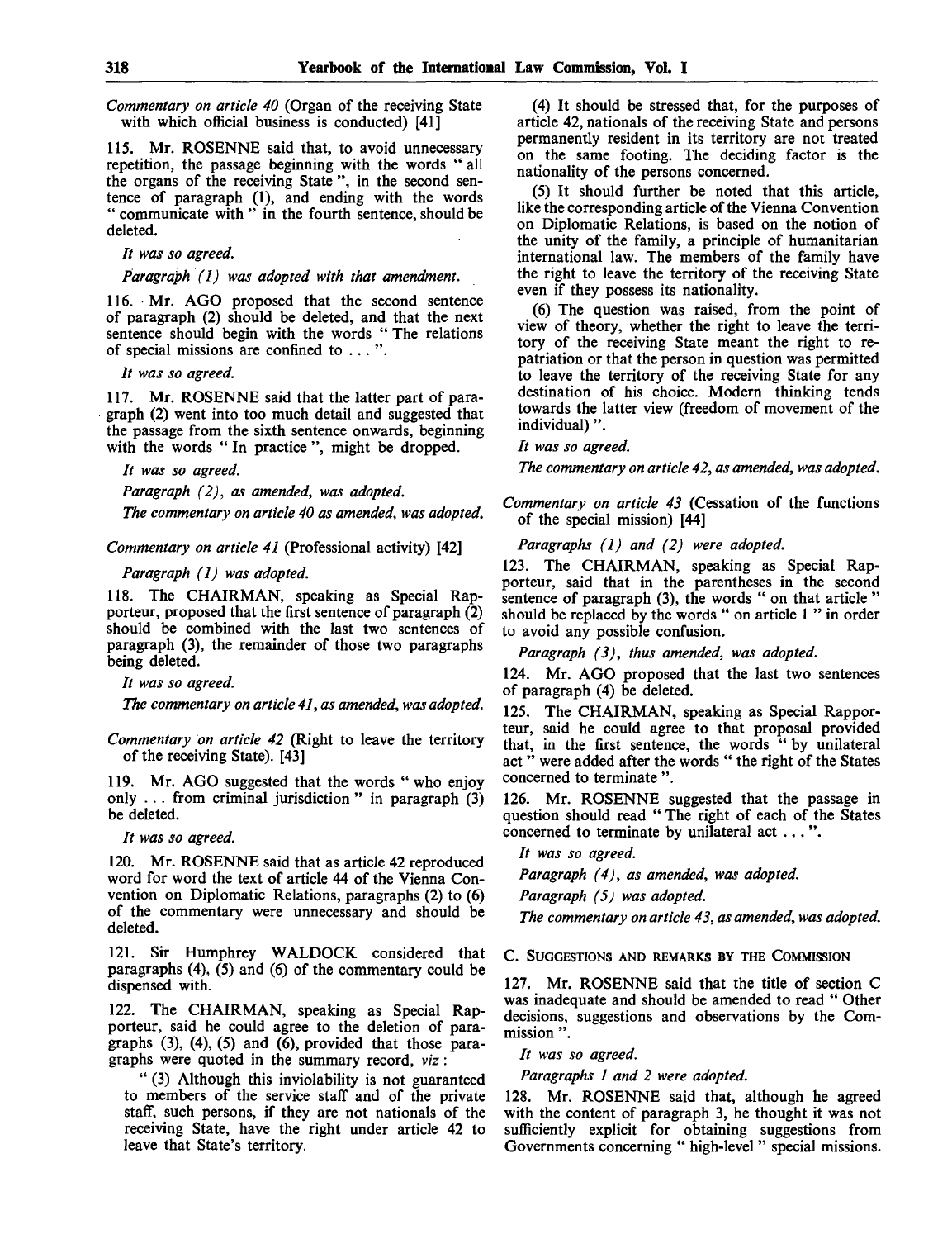*Commentary on article 40* (Organ of the receiving State with which official business is conducted) [41]

115. Mr. ROSENNE said that, to avoid unnecessary repetition, the passage beginning with the words " all the organs of the receiving State ", in the second sentence of paragraph (1), and ending with the words " communicate with " in the fourth sentence, should be deleted.

*It was so agreed.*

*Paragraph (1) was adopted with that amendment.*

116. Mr. AGO proposed that the second sentence of paragraph (2) should be deleted, and that the next sentence should begin with the words " The relations of special missions are confined to . . . ".

*It was so agreed.*

117. Mr. ROSENNE said that the latter part of paragraph (2) went into too much detail and suggested that the passage from the sixth sentence onwards, beginning with the words " In practice ", might be dropped.

*It was so agreed.*

*Paragraph (2), as amended, was adopted.*

*The commentary on article 40 as amended, was adopted.*

*Commentary on article 41* (Professional activity) [42]

*Paragraph (1) was adopted.*

118. The CHAIRMAN, speaking as Special Rapporteur, proposed that the first sentence of paragraph (2) should be combined with the last two sentences of paragraph (3), the remainder of those two paragraphs being deleted.

*It was so agreed.*

*The commentary on article 41, as amended, was adopted.*

*Commentary on article 42* (Right to leave the territory of the receiving State). [43]

119. Mr. AGO suggested that the words " who enjoy only . . . from criminal jurisdiction " in paragraph (3) be deleted.

*It was so agreed.*

120. Mr. ROSENNE said that as article 42 reproduced word for word the text of article 44 of the Vienna Convention on Diplomatic Relations, paragraphs (2) to (6) of the commentary were unnecessary and should be deleted.

121. Sir Humphrey WALDOCK considered that paragraphs (4), (5) and (6) of the commentary could be dispensed with.

122. The CHAIRMAN, speaking as Special Rapporteur, said he could agree to the deletion of paragraphs (3), (4), (5) and (6), provided that those paragraphs were quoted in the summary record, *viz*:

" (3) Although this inviolability is not guaranteed to members of the service staff and of the private staff, such persons, if they are not nationals of the receiving State, have the right under article 42 to leave that State's territory.

(4) It should be stressed that, for the purposes of article 42, nationals of the receiving State and persons permanently resident in its territory are not treated on the same footing. The deciding factor is the nationality of the persons concerned.

(5) It should further be noted that this article, like the corresponding article of the Vienna Convention on Diplomatic Relations, is based on the notion of the unity of the family, a principle of humanitarian international law. The members of the family have the right to leave the territory of the receiving State even if they possess its nationality.

(6) The question was raised, from the point of view of theory, whether the right to leave the territory of the receiving State meant the right to repatriation or that the person in question was permitted to leave the territory of the receiving State for any destination of his choice. Modern thinking tends towards the latter view (freedom of movement of the individual) ".

*It was so agreed.*

*The commentary on article 42, as amended, was adopted.*

*Commentary on article 43* (Cessation of the functions of the special mission) [44]

*Paragraphs (1) and (2) were adopted.*

123. The CHAIRMAN, speaking as Special Rapporteur, said that in the parentheses in the second sentence of paragraph (3), the words " on that article " should be replaced by the words " on article 1 " in order to avoid any possible confusion.

*Paragraph (3), thus amended, was adopted.*

124. Mr. AGO proposed that the last two sentences of paragraph (4) be deleted.

125. The CHAIRMAN, speaking as Special Rapporteur, said he could agree to that proposal provided that, in the first sentence, the words " by unilateral act " were added after the words " the right of the States concerned to terminate ".

126. Mr. ROSENNE suggested that the passage in question should read " The right of each of the States concerned to terminate by unilateral act . . . ".

*It was so agreed.*

*Paragraph (4), as amended, was adopted.*

*Paragraph (5) was adopted.*

*The commentary on article 43, as amended, was adopted.*

### C. Suggestions and remarks by the Commission

127. Mr. ROSENNE said that the title of section C was inadequate and should be amended to read " Other decisions, suggestions and observations by the Commission ".

*It was so agreed.*

*Paragraphs 1 and 2 were adopted.*

128. Mr. ROSENNE said that, although he agreed with the content of paragraph 3, he thought it was not sufficiently explicit for obtaining suggestions from Governments concerning " high-level " special missions.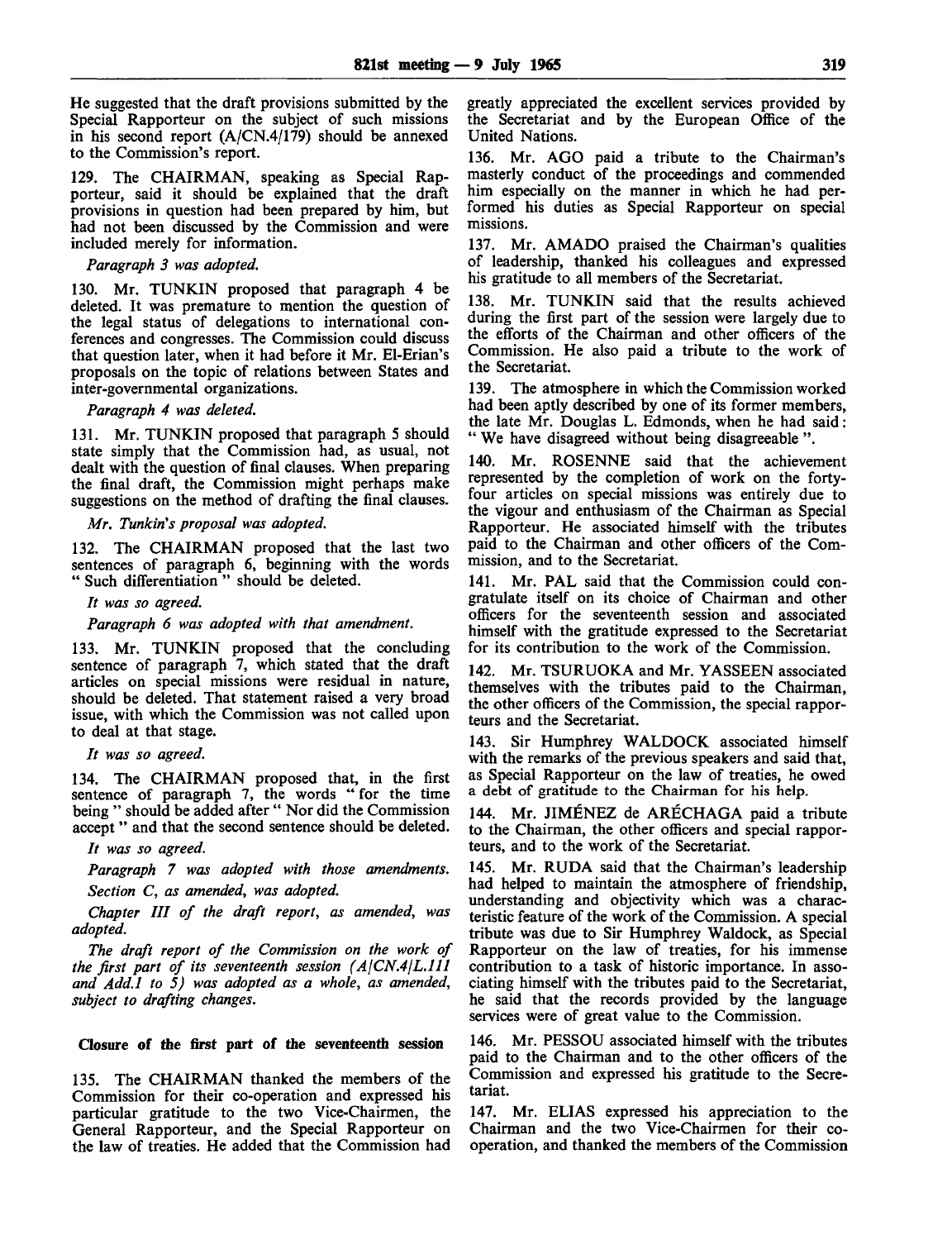He suggested that the draft provisions submitted by the Special Rapporteur on the subject of such missions in his second report (A/CN.4/179) should be annexed to the Commission's report.

129. The CHAIRMAN, speaking as Special Rapporteur, said it should be explained that the draft provisions in question had been prepared by him, but had not been discussed by the Commission and were included merely for information.

*Paragraph 3 was adopted.*

130. Mr. TUNKIN proposed that paragraph 4 be deleted. It was premature to mention the question of the legal status of delegations to international conferences and congresses. The Commission could discuss that question later, when it had before it Mr. El-Erian's proposals on the topic of relations between States and inter-governmental organizations.

*Paragraph 4 was deleted.*

131. Mr. TUNKIN proposed that paragraph 5 should state simply that the Commission had, as usual, not dealt with the question of final clauses. When preparing the final draft, the Commission might perhaps make suggestions on the method of drafting the final clauses.

*Mr. Tunkin's proposal was adopted.*

132. The CHAIRMAN proposed that the last two sentences of paragraph 6, beginning with the words "Such differentiation" should be deleted.

*It was so agreed.*

*Paragraph 6 was adopted with that amendment.*

133. Mr. TUNKIN proposed that the concluding sentence of paragraph 7, which stated that the draft articles on special missions were residual in nature, should be deleted. That statement raised a very broad issue, with which the Commission was not called upon to deal at that stage.

*It was so agreed.*

134. The CHAIRMAN proposed that, in the first sentence of paragraph 7, the words "for the time being" should be added after "Nor did the Commission accept" and that the second sentence should be deleted.

*It was so agreed.*

*Paragraph 7 was adopted with those amendments.*

*Section C, as amended, was adopted.*

*Chapter III of the draft report, as amended, was adopted.*

*The draft report of the Commission on the work of the first part of its seventeenth session (A/CN.4/L.111 and Add.1 to 5) was adopted as a whole, as amended, subject to drafting changes.*

**Closure of the first part of the seventeenth session**

135. The CHAIRMAN thanked the members of the Commission for their co-operation and expressed his particular gratitude to the two Vice-Chairmen, the General Rapporteur, and the Special Rapporteur on the law of treaties. He added that the Commission had greatly appreciated the excellent services provided by the Secretariat and by the European Office of the United Nations.

136. Mr. AGO paid a tribute to the Chairman's masterly conduct of the proceedings and commended him especially on the manner in which he had performed his duties as Special Rapporteur on special missions.

137. Mr. AMADO praised the Chairman's qualities of leadership, thanked his colleagues and expressed his gratitude to all members of the Secretariat.

138. Mr. TUNKIN said that the results achieved during the first part of the session were largely due to the efforts of the Chairman and other officers of the Commission. He also paid a tribute to the work of the Secretariat.

139. The atmosphere in which the Commission worked had been aptly described by one of its former members, the late Mr. Douglas L. Edmonds, when he had said: "We have disagreed without being disagreeable".

140. Mr. ROSENNE said that the achievement represented by the completion of work on the forty-four articles on special missions was entirely due to the vigour and enthusiasm of the Chairman as Special Rapporteur. He associated himself with the tributes paid to the Chairman and other officers of the Commission, and to the Secretariat.

141. Mr. PAL said that the Commission could congratulate itself on its choice of Chairman and other officers for the seventeenth session and associated himself with the gratitude expressed to the Secretariat for its contribution to the work of the Commission.

142. Mr. TSURUOKA and Mr. YASSEEN associated themselves with the tributes paid to the Chairman, the other officers of the Commission, the special rapporteurs and the Secretariat.

143. Sir Humphrey WALDOCK associated himself with the remarks of the previous speakers and said that, as Special Rapporteur on the law of treaties, he owed a debt of gratitude to the Chairman for his help.

144. Mr. JIMÉNEZ de ARÉCHAGA paid a tribute to the Chairman, the other officers and special rapporteurs, and to the work of the Secretariat.

145. Mr. RUDA said that the Chairman's leadership had helped to maintain the atmosphere of friendship, understanding and objectivity which was a characteristic feature of the work of the Commission. A special tribute was due to Sir Humphrey Waldock, as Special Rapporteur on the law of treaties, for his immense contribution to a task of historic importance. In associating himself with the tributes paid to the Secretariat, he said that the records provided by the language services were of great value to the Commission.

146. Mr. PESSOU associated himself with the tributes paid to the Chairman and to the other officers of the Commission and expressed his gratitude to the Secretariat.

147. Mr. ELIAS expressed his appreciation to the Chairman and the two Vice-Chairmen for their co-operation, and thanked the members of the Commission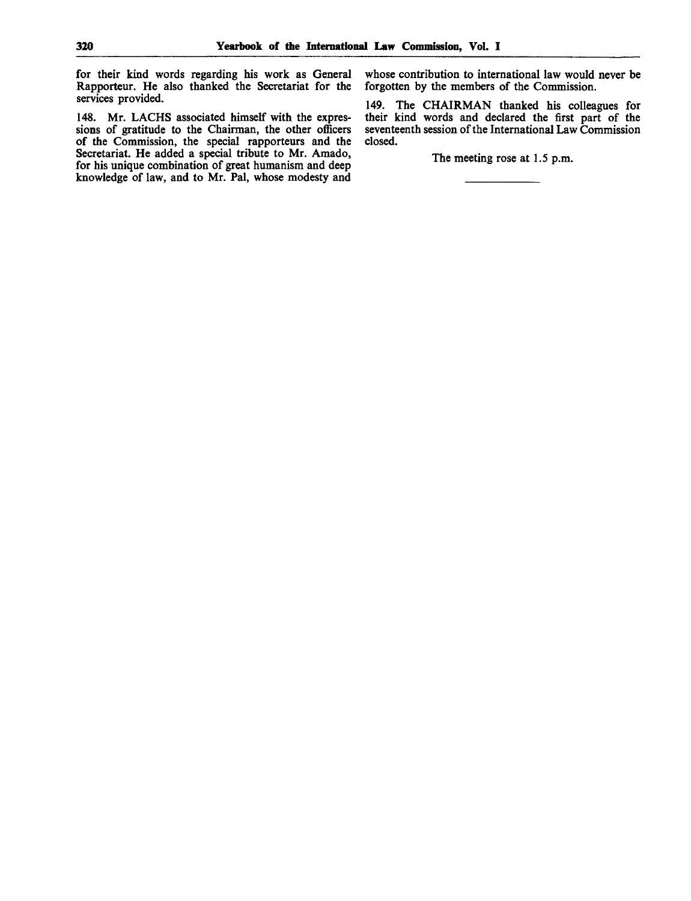for their kind words regarding his work as General Rapporteur. He also thanked the Secretariat for the services provided.

148. Mr. LACHS associated himself with the expressions of gratitude to the Chairman, the other officers of the Commission, the special rapporteurs and the Secretariat. He added a special tribute to Mr. Amado, for his unique combination of great humanism and deep knowledge of law, and to Mr. Pal, whose modesty and whose contribution to international law would never be forgotten by the members of the Commission.

149. The CHAIRMAN thanked his colleagues for their kind words and declared the first part of the seventeenth session of the International Law Commission closed.

The meeting rose at 1.5 p.m.